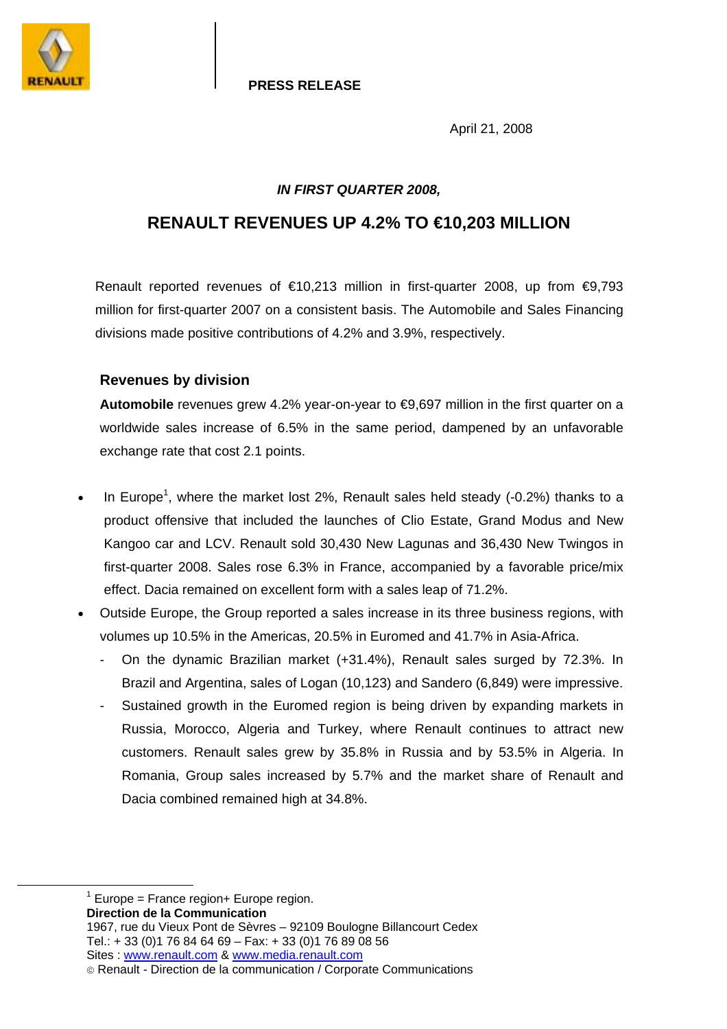**PRESS RELEASE**

April 21, 2008

***IN FIRST QUARTER 2008,***

# RENAULT REVENUES UP 4.2% TO €10,203 MILLION

Renault reported revenues of €10,213 million in first-quarter 2008, up from €9,793 million for first-quarter 2007 on a consistent basis. The Automobile and Sales Financing divisions made positive contributions of 4.2% and 3.9%, respectively.

## Revenues by division

**Automobile** revenues grew 4.2% year-on-year to €9,697 million in the first quarter on a worldwide sales increase of 6.5% in the same period, dampened by an unfavorable exchange rate that cost 2.1 points.

- In Europe[1], where the market lost 2%, Renault sales held steady (-0.2%) thanks to a product offensive that included the launches of Clio Estate, Grand Modus and New Kangoo car and LCV. Renault sold 30,430 New Lagunas and 36,430 New Twingos in first-quarter 2008. Sales rose 6.3% in France, accompanied by a favorable price/mix effect. Dacia remained on excellent form with a sales leap of 71.2%.
- Outside Europe, the Group reported a sales increase in its three business regions, with volumes up 10.5% in the Americas, 20.5% in Euromed and 41.7% in Asia-Africa.
  - On the dynamic Brazilian market (+31.4%), Renault sales surged by 72.3%. In Brazil and Argentina, sales of Logan (10,123) and Sandero (6,849) were impressive.
  - Sustained growth in the Euromed region is being driven by expanding markets in Russia, Morocco, Algeria and Turkey, where Renault continues to attract new customers. Renault sales grew by 35.8% in Russia and by 53.5% in Algeria. In Romania, Group sales increased by 5.7% and the market share of Renault and Dacia combined remained high at 34.8%.

[1] Europe = France region+ Europe region.

**Direction de la Communication**
1967, rue du Vieux Pont de Sèvres – 92109 Boulogne Billancourt Cedex
Tel.: + 33 (0)1 76 84 64 69 – Fax: + 33 (0)1 76 89 08 56
Sites : www.renault.com & www.media.renault.com
© Renault - Direction de la communication / Corporate Communications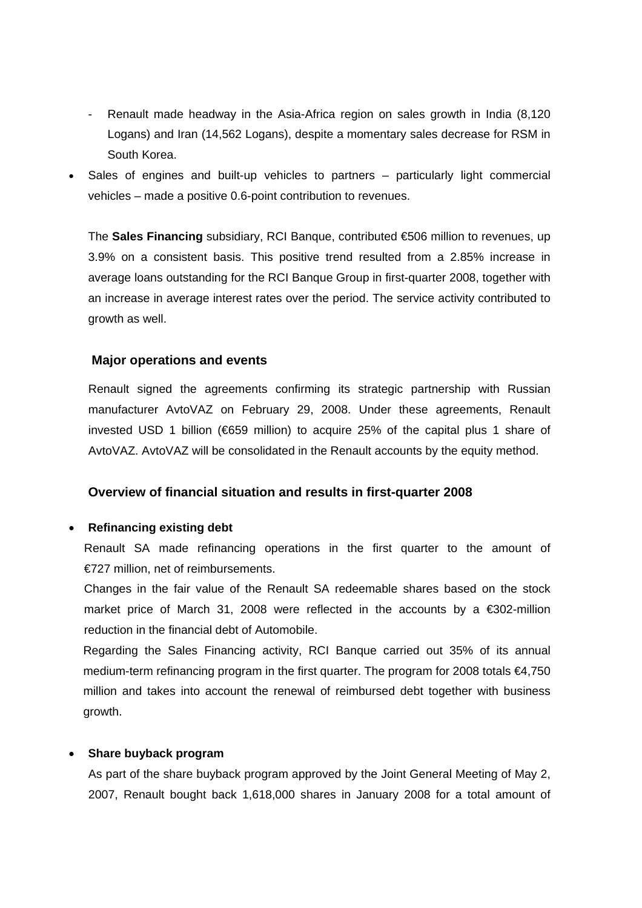- Renault made headway in the Asia-Africa region on sales growth in India (8,120 Logans) and Iran (14,562 Logans), despite a momentary sales decrease for RSM in South Korea.

- Sales of engines and built-up vehicles to partners – particularly light commercial vehicles – made a positive 0.6-point contribution to revenues.

The **Sales Financing** subsidiary, RCI Banque, contributed €506 million to revenues, up 3.9% on a consistent basis. This positive trend resulted from a 2.85% increase in average loans outstanding for the RCI Banque Group in first-quarter 2008, together with an increase in average interest rates over the period. The service activity contributed to growth as well.

## Major operations and events

Renault signed the agreements confirming its strategic partnership with Russian manufacturer AvtoVAZ on February 29, 2008. Under these agreements, Renault invested USD 1 billion (€659 million) to acquire 25% of the capital plus 1 share of AvtoVAZ. AvtoVAZ will be consolidated in the Renault accounts by the equity method.

## Overview of financial situation and results in first-quarter 2008

- **Refinancing existing debt**

Renault SA made refinancing operations in the first quarter to the amount of €727 million, net of reimbursements.

Changes in the fair value of the Renault SA redeemable shares based on the stock market price of March 31, 2008 were reflected in the accounts by a €302-million reduction in the financial debt of Automobile.

Regarding the Sales Financing activity, RCI Banque carried out 35% of its annual medium-term refinancing program in the first quarter. The program for 2008 totals €4,750 million and takes into account the renewal of reimbursed debt together with business growth.

- **Share buyback program**

As part of the share buyback program approved by the Joint General Meeting of May 2, 2007, Renault bought back 1,618,000 shares in January 2008 for a total amount of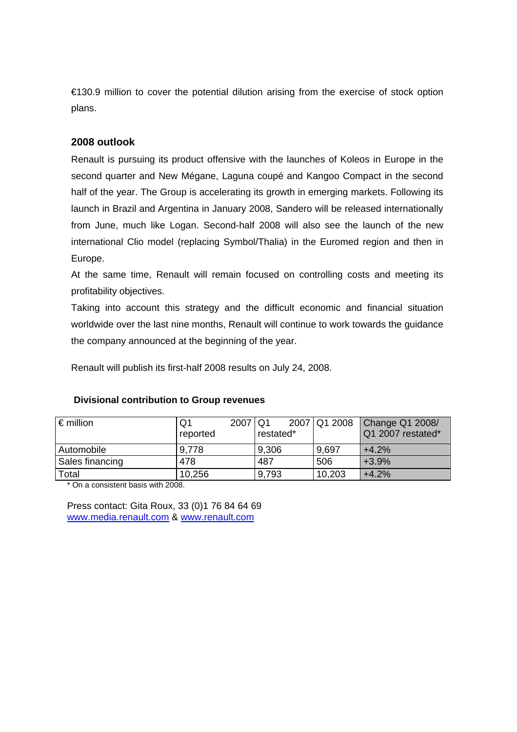€130.9 million to cover the potential dilution arising from the exercise of stock option plans.

### 2008 outlook

Renault is pursuing its product offensive with the launches of Koleos in Europe in the second quarter and New Mégane, Laguna coupé and Kangoo Compact in the second half of the year. The Group is accelerating its growth in emerging markets. Following its launch in Brazil and Argentina in January 2008, Sandero will be released internationally from June, much like Logan. Second-half 2008 will also see the launch of the new international Clio model (replacing Symbol/Thalia) in the Euromed region and then in Europe.

At the same time, Renault will remain focused on controlling costs and meeting its profitability objectives.

Taking into account this strategy and the difficult economic and financial situation worldwide over the last nine months, Renault will continue to work towards the guidance the company announced at the beginning of the year.

Renault will publish its first-half 2008 results on July 24, 2008.

**Divisional contribution to Group revenues**

| € million | Q1 2007 reported | Q1 2007 restated* | Q1 2008 | Change Q1 2008/ Q1 2007 restated* |
|---|---|---|---|---|
| Automobile | 9,778 | 9,306 | 9,697 | +4.2% |
| Sales financing | 478 | 487 | 506 | +3.9% |
| Total | 10,256 | 9,793 | 10,203 | +4.2% |

\* On a consistent basis with 2008.

Press contact: Gita Roux, 33 (0)1 76 84 64 69
www.media.renault.com & www.renault.com